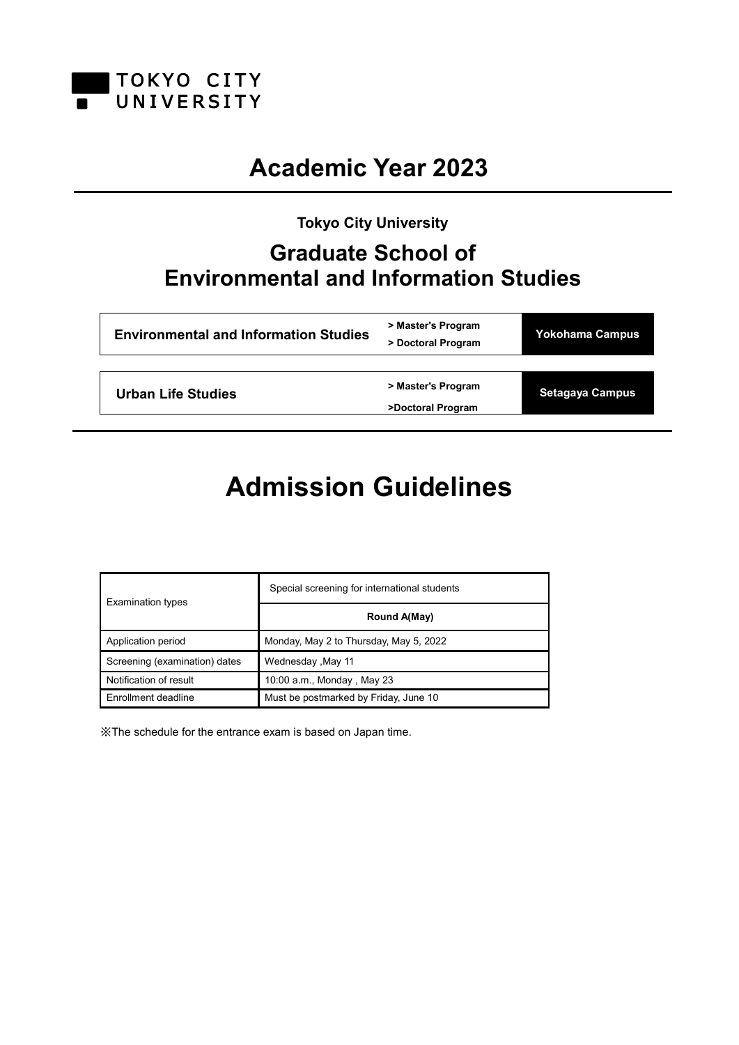TOKYO CITY UNIVERSITY

# Academic Year 2023

**Tokyo City University**

## Graduate School of Environmental and Information Studies

| | | |
|---|---|---|
| **Environmental and Information Studies** | **> Master's Program**<br>**> Doctoral Program** | **Yokohama Campus** |
| **Urban Life Studies** | **> Master's Program**<br>**>Doctoral Program** | **Setagaya Campus** |

# Admission Guidelines

| Examination types | Special screening for international students |
|---|---|
| | **Round A(May)** |
| Application period | Monday, May 2 to Thursday, May 5, 2022 |
| Screening (examination) dates | Wednesday ,May 11 |
| Notification of result | 10:00 a.m., Monday , May 23 |
| Enrollment deadline | Must be postmarked by Friday, June 10 |

※The schedule for the entrance exam is based on Japan time.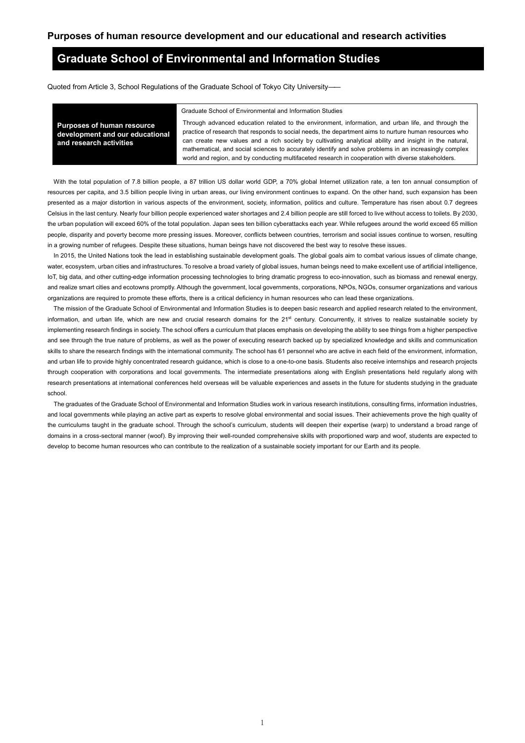## Purposes of human resource development and our educational and research activities

# Graduate School of Environmental and Information Studies

Quoted from Article 3, School Regulations of the Graduate School of Tokyo City University——

| **Purposes of human resource development and our educational and research activities** | Graduate School of Environmental and Information Studies<br>Through advanced education related to the environment, information, and urban life, and through the practice of research that responds to social needs, the department aims to nurture human resources who can create new values and a rich society by cultivating analytical ability and insight in the natural, mathematical, and social sciences to accurately identify and solve problems in an increasingly complex world and region, and by conducting multifaceted research in cooperation with diverse stakeholders. |
|---|---|

With the total population of 7.8 billion people, a 87 trillion US dollar world GDP, a 70% global Internet utilization rate, a ten ton annual consumption of resources per capita, and 3.5 billion people living in urban areas, our living environment continues to expand. On the other hand, such expansion has been presented as a major distortion in various aspects of the environment, society, information, politics and culture. Temperature has risen about 0.7 degrees Celsius in the last century. Nearly four billion people experienced water shortages and 2.4 billion people are still forced to live without access to toilets. By 2030, the urban population will exceed 60% of the total population. Japan sees ten billion cyberattacks each year. While refugees around the world exceed 65 million people, disparity and poverty become more pressing issues. Moreover, conflicts between countries, terrorism and social issues continue to worsen, resulting in a growing number of refugees. Despite these situations, human beings have not discovered the best way to resolve these issues.

In 2015, the United Nations took the lead in establishing sustainable development goals. The global goals aim to combat various issues of climate change, water, ecosystem, urban cities and infrastructures. To resolve a broad variety of global issues, human beings need to make excellent use of artificial intelligence, IoT, big data, and other cutting-edge information processing technologies to bring dramatic progress to eco-innovation, such as biomass and renewal energy, and realize smart cities and ecotowns promptly. Although the government, local governments, corporations, NPOs, NGOs, consumer organizations and various organizations are required to promote these efforts, there is a critical deficiency in human resources who can lead these organizations.

The mission of the Graduate School of Environmental and Information Studies is to deepen basic research and applied research related to the environment, information, and urban life, which are new and crucial research domains for the 21st century. Concurrently, it strives to realize sustainable society by implementing research findings in society. The school offers a curriculum that places emphasis on developing the ability to see things from a higher perspective and see through the true nature of problems, as well as the power of executing research backed up by specialized knowledge and skills and communication skills to share the research findings with the international community. The school has 61 personnel who are active in each field of the environment, information, and urban life to provide highly concentrated research guidance, which is close to a one-to-one basis. Students also receive internships and research projects through cooperation with corporations and local governments. The intermediate presentations along with English presentations held regularly along with research presentations at international conferences held overseas will be valuable experiences and assets in the future for students studying in the graduate school.

The graduates of the Graduate School of Environmental and Information Studies work in various research institutions, consulting firms, information industries, and local governments while playing an active part as experts to resolve global environmental and social issues. Their achievements prove the high quality of the curriculums taught in the graduate school. Through the school's curriculum, students will deepen their expertise (warp) to understand a broad range of domains in a cross-sectoral manner (woof). By improving their well-rounded comprehensive skills with proportioned warp and woof, students are expected to develop to become human resources who can contribute to the realization of a sustainable society important for our Earth and its people.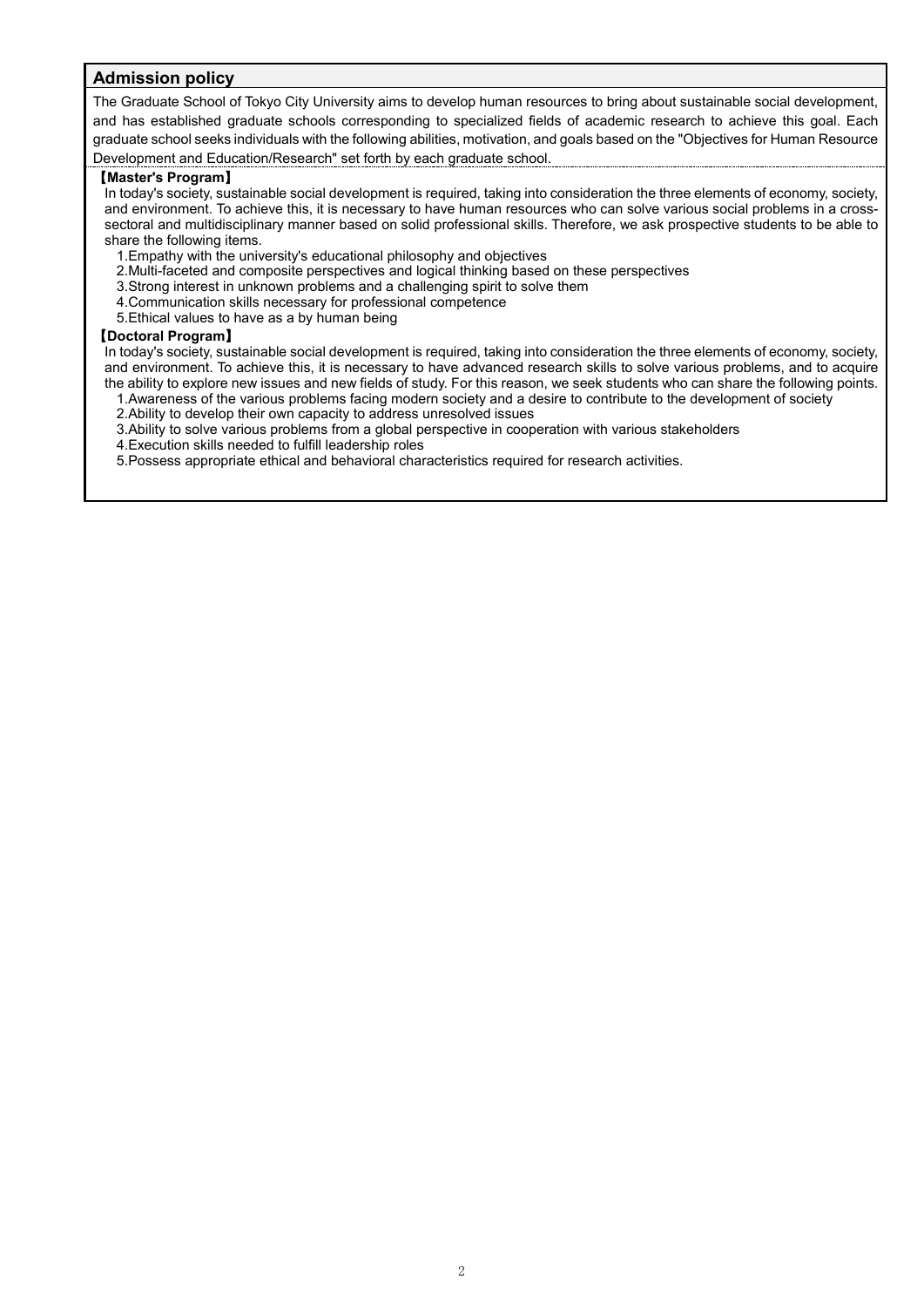## Admission policy

The Graduate School of Tokyo City University aims to develop human resources to bring about sustainable social development, and has established graduate schools corresponding to specialized fields of academic research to achieve this goal. Each graduate school seeks individuals with the following abilities, motivation, and goals based on the "Objectives for Human Resource Development and Education/Research" set forth by each graduate school.

**【Master's Program】**

In today's society, sustainable social development is required, taking into consideration the three elements of economy, society, and environment. To achieve this, it is necessary to have human resources who can solve various social problems in a cross-sectoral and multidisciplinary manner based on solid professional skills. Therefore, we ask prospective students to be able to share the following items.

1. Empathy with the university's educational philosophy and objectives
2. Multi-faceted and composite perspectives and logical thinking based on these perspectives
3. Strong interest in unknown problems and a challenging spirit to solve them
4. Communication skills necessary for professional competence
5. Ethical values to have as a by human being

**【Doctoral Program】**

In today's society, sustainable social development is required, taking into consideration the three elements of economy, society, and environment. To achieve this, it is necessary to have advanced research skills to solve various problems, and to acquire the ability to explore new issues and new fields of study. For this reason, we seek students who can share the following points.

1. Awareness of the various problems facing modern society and a desire to contribute to the development of society
2. Ability to develop their own capacity to address unresolved issues
3. Ability to solve various problems from a global perspective in cooperation with various stakeholders
4. Execution skills needed to fulfill leadership roles
5. Possess appropriate ethical and behavioral characteristics required for research activities.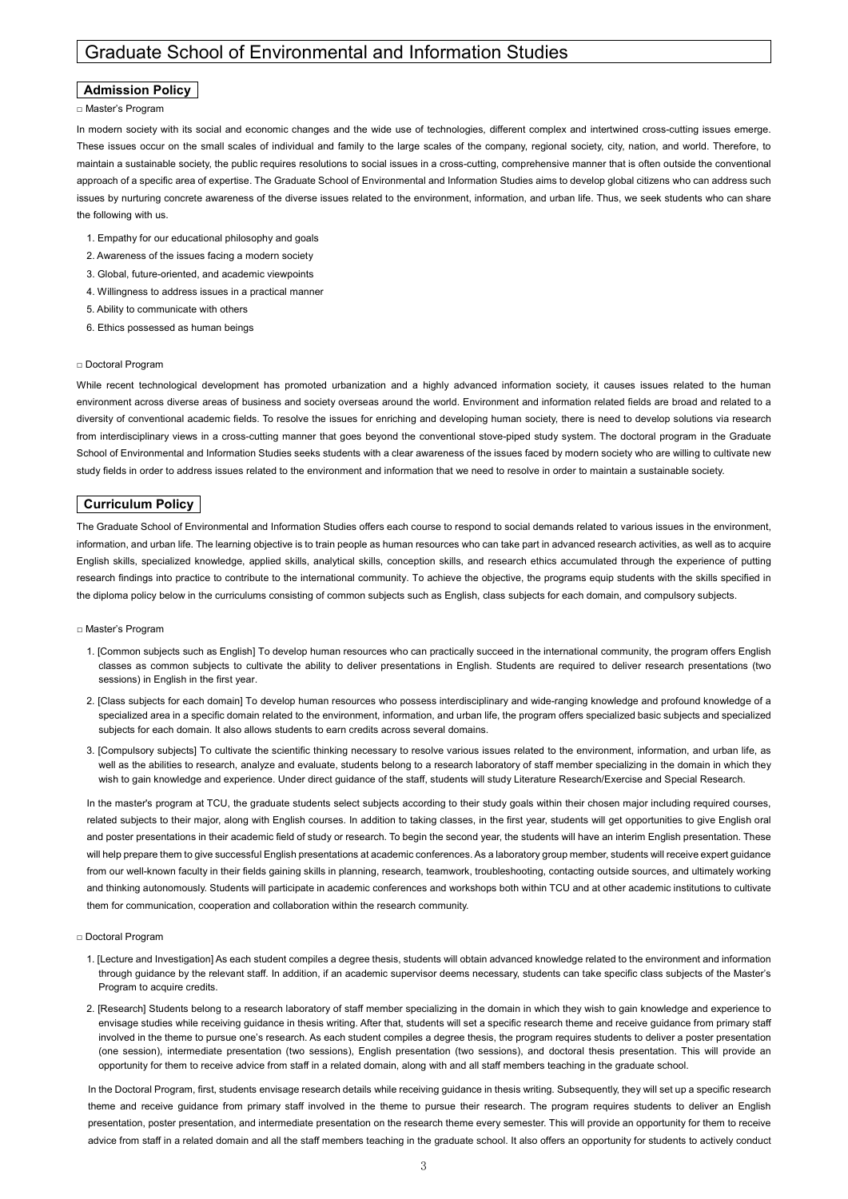# Graduate School of Environmental and Information Studies

## Admission Policy

□ Master's Program

In modern society with its social and economic changes and the wide use of technologies, different complex and intertwined cross-cutting issues emerge. These issues occur on the small scales of individual and family to the large scales of the company, regional society, city, nation, and world. Therefore, to maintain a sustainable society, the public requires resolutions to social issues in a cross-cutting, comprehensive manner that is often outside the conventional approach of a specific area of expertise. The Graduate School of Environmental and Information Studies aims to develop global citizens who can address such issues by nurturing concrete awareness of the diverse issues related to the environment, information, and urban life. Thus, we seek students who can share the following with us.

1. Empathy for our educational philosophy and goals
2. Awareness of the issues facing a modern society
3. Global, future-oriented, and academic viewpoints
4. Willingness to address issues in a practical manner
5. Ability to communicate with others
6. Ethics possessed as human beings

□ Doctoral Program

While recent technological development has promoted urbanization and a highly advanced information society, it causes issues related to the human environment across diverse areas of business and society overseas around the world. Environment and information related fields are broad and related to a diversity of conventional academic fields. To resolve the issues for enriching and developing human society, there is need to develop solutions via research from interdisciplinary views in a cross-cutting manner that goes beyond the conventional stove-piped study system. The doctoral program in the Graduate School of Environmental and Information Studies seeks students with a clear awareness of the issues faced by modern society who are willing to cultivate new study fields in order to address issues related to the environment and information that we need to resolve in order to maintain a sustainable society.

## Curriculum Policy

The Graduate School of Environmental and Information Studies offers each course to respond to social demands related to various issues in the environment, information, and urban life. The learning objective is to train people as human resources who can take part in advanced research activities, as well as to acquire English skills, specialized knowledge, applied skills, analytical skills, conception skills, and research ethics accumulated through the experience of putting research findings into practice to contribute to the international community. To achieve the objective, the programs equip students with the skills specified in the diploma policy below in the curriculums consisting of common subjects such as English, class subjects for each domain, and compulsory subjects.

□ Master's Program

1. [Common subjects such as English] To develop human resources who can practically succeed in the international community, the program offers English classes as common subjects to cultivate the ability to deliver presentations in English. Students are required to deliver research presentations (two sessions) in English in the first year.
2. [Class subjects for each domain] To develop human resources who possess interdisciplinary and wide-ranging knowledge and profound knowledge of a specialized area in a specific domain related to the environment, information, and urban life, the program offers specialized basic subjects and specialized subjects for each domain. It also allows students to earn credits across several domains.
3. [Compulsory subjects] To cultivate the scientific thinking necessary to resolve various issues related to the environment, information, and urban life, as well as the abilities to research, analyze and evaluate, students belong to a research laboratory of staff member specializing in the domain in which they wish to gain knowledge and experience. Under direct guidance of the staff, students will study Literature Research/Exercise and Special Research.

In the master's program at TCU, the graduate students select subjects according to their study goals within their chosen major including required courses, related subjects to their major, along with English courses. In addition to taking classes, in the first year, students will get opportunities to give English oral and poster presentations in their academic field of study or research. To begin the second year, the students will have an interim English presentation. These will help prepare them to give successful English presentations at academic conferences. As a laboratory group member, students will receive expert guidance from our well-known faculty in their fields gaining skills in planning, research, teamwork, troubleshooting, contacting outside sources, and ultimately working and thinking autonomously. Students will participate in academic conferences and workshops both within TCU and at other academic institutions to cultivate them for communication, cooperation and collaboration within the research community.

□ Doctoral Program

1. [Lecture and Investigation] As each student compiles a degree thesis, students will obtain advanced knowledge related to the environment and information through guidance by the relevant staff. In addition, if an academic supervisor deems necessary, students can take specific class subjects of the Master's Program to acquire credits.
2. [Research] Students belong to a research laboratory of staff member specializing in the domain in which they wish to gain knowledge and experience to envisage studies while receiving guidance in thesis writing. After that, students will set a specific research theme and receive guidance from primary staff involved in the theme to pursue one's research. As each student compiles a degree thesis, the program requires students to deliver a poster presentation (one session), intermediate presentation (two sessions), English presentation (two sessions), and doctoral thesis presentation. This will provide an opportunity for them to receive advice from staff in a related domain, along with and all staff members teaching in the graduate school.

In the Doctoral Program, first, students envisage research details while receiving guidance in thesis writing. Subsequently, they will set up a specific research theme and receive guidance from primary staff involved in the theme to pursue their research. The program requires students to deliver an English presentation, poster presentation, and intermediate presentation on the research theme every semester. This will provide an opportunity for them to receive advice from staff in a related domain and all the staff members teaching in the graduate school. It also offers an opportunity for students to actively conduct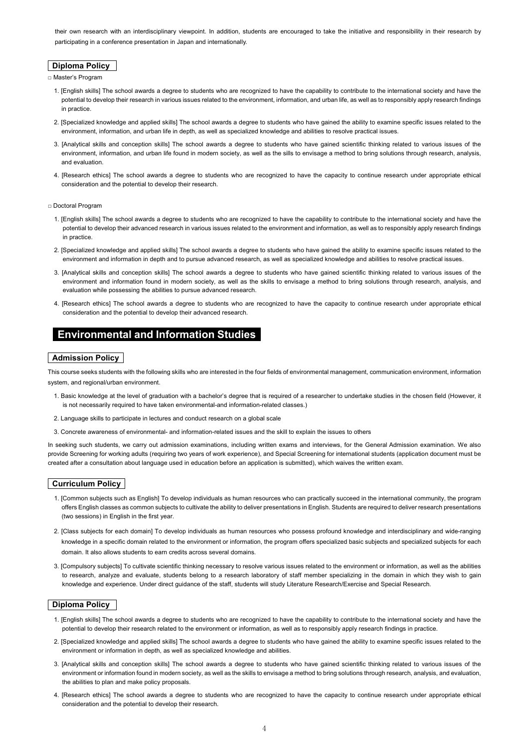their own research with an interdisciplinary viewpoint. In addition, students are encouraged to take the initiative and responsibility in their research by participating in a conference presentation in Japan and internationally.

### Diploma Policy

□ Master's Program

1. [English skills] The school awards a degree to students who are recognized to have the capability to contribute to the international society and have the potential to develop their research in various issues related to the environment, information, and urban life, as well as to responsibly apply research findings in practice.
2. [Specialized knowledge and applied skills] The school awards a degree to students who have gained the ability to examine specific issues related to the environment, information, and urban life in depth, as well as specialized knowledge and abilities to resolve practical issues.
3. [Analytical skills and conception skills] The school awards a degree to students who have gained scientific thinking related to various issues of the environment, information, and urban life found in modern society, as well as the sills to envisage a method to bring solutions through research, analysis, and evaluation.
4. [Research ethics] The school awards a degree to students who are recognized to have the capacity to continue research under appropriate ethical consideration and the potential to develop their research.

□ Doctoral Program

1. [English skills] The school awards a degree to students who are recognized to have the capability to contribute to the international society and have the potential to develop their advanced research in various issues related to the environment and information, as well as to responsibly apply research findings in practice.
2. [Specialized knowledge and applied skills] The school awards a degree to students who have gained the ability to examine specific issues related to the environment and information in depth and to pursue advanced research, as well as specialized knowledge and abilities to resolve practical issues.
3. [Analytical skills and conception skills] The school awards a degree to students who have gained scientific thinking related to various issues of the environment and information found in modern society, as well as the skills to envisage a method to bring solutions through research, analysis, and evaluation while possessing the abilities to pursue advanced research.
4. [Research ethics] The school awards a degree to students who are recognized to have the capacity to continue research under appropriate ethical consideration and the potential to develop their advanced research.

## Environmental and Information Studies

### Admission Policy

This course seeks students with the following skills who are interested in the four fields of environmental management, communication environment, information system, and regional/urban environment.

1. Basic knowledge at the level of graduation with a bachelor's degree that is required of a researcher to undertake studies in the chosen field (However, it is not necessarily required to have taken environmental-and information-related classes.)
2. Language skills to participate in lectures and conduct research on a global scale
3. Concrete awareness of environmental- and information-related issues and the skill to explain the issues to others

In seeking such students, we carry out admission examinations, including written exams and interviews, for the General Admission examination. We also provide Screening for working adults (requiring two years of work experience), and Special Screening for international students (application document must be created after a consultation about language used in education before an application is submitted), which waives the written exam.

### Curriculum Policy

1. [Common subjects such as English] To develop individuals as human resources who can practically succeed in the international community, the program offers English classes as common subjects to cultivate the ability to deliver presentations in English. Students are required to deliver research presentations (two sessions) in English in the first year.
2. [Class subjects for each domain] To develop individuals as human resources who possess profound knowledge and interdisciplinary and wide-ranging knowledge in a specific domain related to the environment or information, the program offers specialized basic subjects and specialized subjects for each domain. It also allows students to earn credits across several domains.
3. [Compulsory subjects] To cultivate scientific thinking necessary to resolve various issues related to the environment or information, as well as the abilities to research, analyze and evaluate, students belong to a research laboratory of staff member specializing in the domain in which they wish to gain knowledge and experience. Under direct guidance of the staff, students will study Literature Research/Exercise and Special Research.

### Diploma Policy

1. [English skills] The school awards a degree to students who are recognized to have the capability to contribute to the international society and have the potential to develop their research related to the environment or information, as well as to responsibly apply research findings in practice.
2. [Specialized knowledge and applied skills] The school awards a degree to students who have gained the ability to examine specific issues related to the environment or information in depth, as well as specialized knowledge and abilities.
3. [Analytical skills and conception skills] The school awards a degree to students who have gained scientific thinking related to various issues of the environment or information found in modern society, as well as the skills to envisage a method to bring solutions through research, analysis, and evaluation, the abilities to plan and make policy proposals.
4. [Research ethics] The school awards a degree to students who are recognized to have the capacity to continue research under appropriate ethical consideration and the potential to develop their research.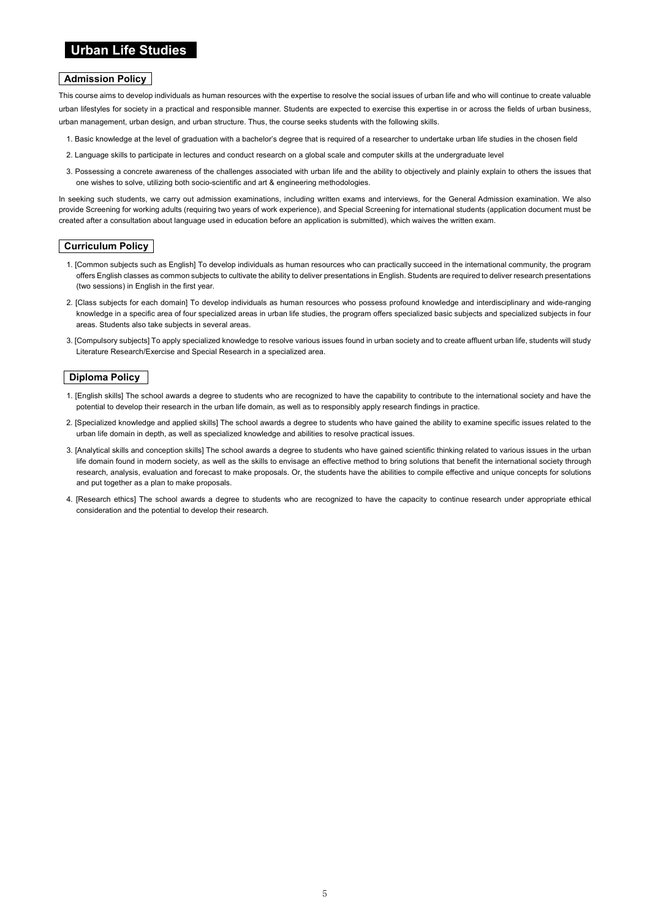# Urban Life Studies

## Admission Policy

This course aims to develop individuals as human resources with the expertise to resolve the social issues of urban life and who will continue to create valuable urban lifestyles for society in a practical and responsible manner. Students are expected to exercise this expertise in or across the fields of urban business, urban management, urban design, and urban structure. Thus, the course seeks students with the following skills.

1. Basic knowledge at the level of graduation with a bachelor's degree that is required of a researcher to undertake urban life studies in the chosen field
2. Language skills to participate in lectures and conduct research on a global scale and computer skills at the undergraduate level
3. Possessing a concrete awareness of the challenges associated with urban life and the ability to objectively and plainly explain to others the issues that one wishes to solve, utilizing both socio-scientific and art & engineering methodologies.

In seeking such students, we carry out admission examinations, including written exams and interviews, for the General Admission examination. We also provide Screening for working adults (requiring two years of work experience), and Special Screening for international students (application document must be created after a consultation about language used in education before an application is submitted), which waives the written exam.

## Curriculum Policy

1. [Common subjects such as English] To develop individuals as human resources who can practically succeed in the international community, the program offers English classes as common subjects to cultivate the ability to deliver presentations in English. Students are required to deliver research presentations (two sessions) in English in the first year.
2. [Class subjects for each domain] To develop individuals as human resources who possess profound knowledge and interdisciplinary and wide-ranging knowledge in a specific area of four specialized areas in urban life studies, the program offers specialized basic subjects and specialized subjects in four areas. Students also take subjects in several areas.
3. [Compulsory subjects] To apply specialized knowledge to resolve various issues found in urban society and to create affluent urban life, students will study Literature Research/Exercise and Special Research in a specialized area.

## Diploma Policy

1. [English skills] The school awards a degree to students who are recognized to have the capability to contribute to the international society and have the potential to develop their research in the urban life domain, as well as to responsibly apply research findings in practice.
2. [Specialized knowledge and applied skills] The school awards a degree to students who have gained the ability to examine specific issues related to the urban life domain in depth, as well as specialized knowledge and abilities to resolve practical issues.
3. [Analytical skills and conception skills] The school awards a degree to students who have gained scientific thinking related to various issues in the urban life domain found in modern society, as well as the skills to envisage an effective method to bring solutions that benefit the international society through research, analysis, evaluation and forecast to make proposals. Or, the students have the abilities to compile effective and unique concepts for solutions and put together as a plan to make proposals.
4. [Research ethics] The school awards a degree to students who are recognized to have the capacity to continue research under appropriate ethical consideration and the potential to develop their research.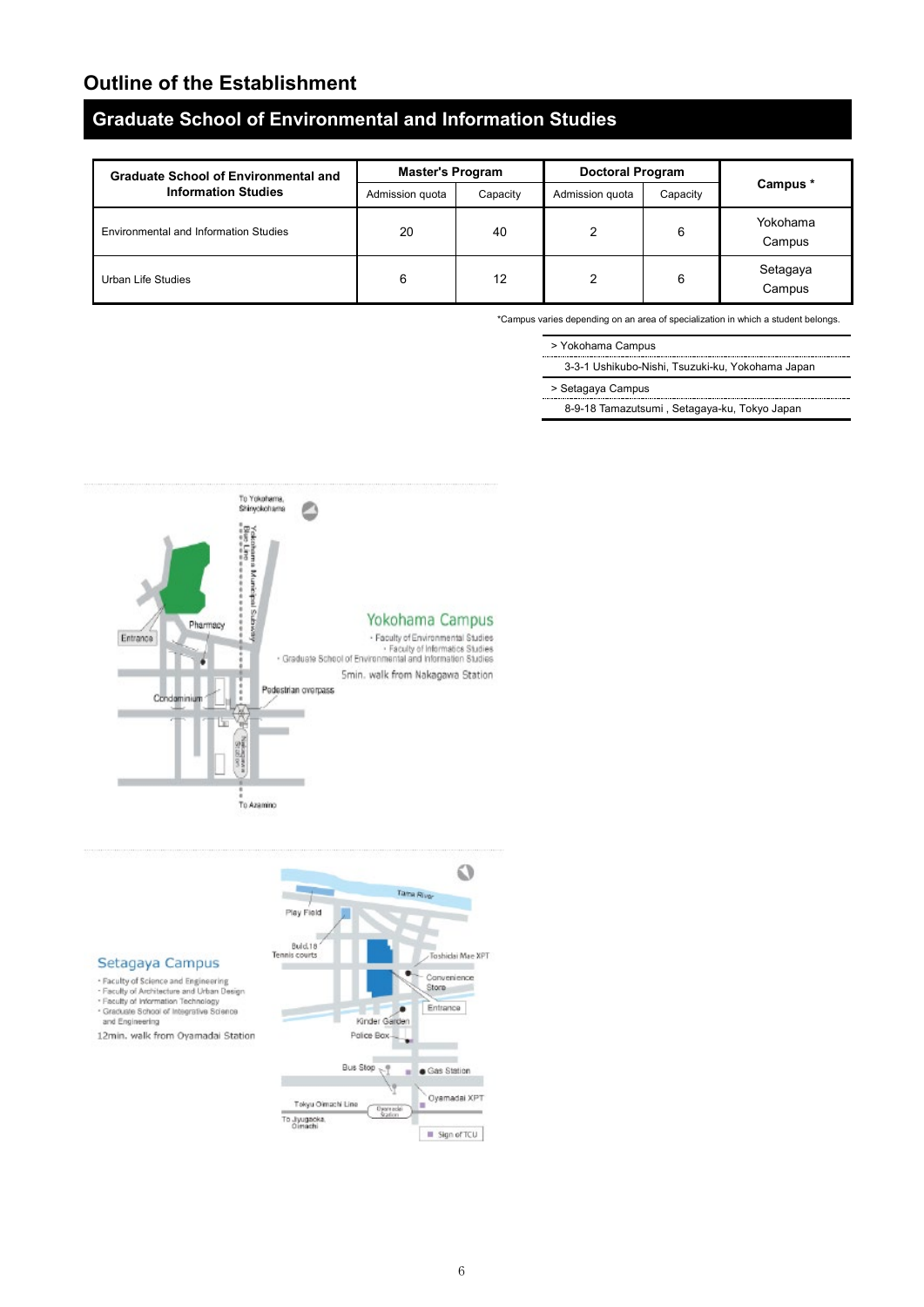# Outline of the Establishment

## Graduate School of Environmental and Information Studies

| Graduate School of Environmental and Information Studies | Master's Program | | Doctoral Program | | Campus * |
|---|---|---|---|---|---|
| | Admission quota | Capacity | Admission quota | Capacity | |
| Environmental and Information Studies | 20 | 40 | 2 | 6 | Yokohama Campus |
| Urban Life Studies | 6 | 12 | 2 | 6 | Setagaya Campus |

*Campus varies depending on an area of specialization in which a student belongs.

> Yokohama Campus
3-3-1 Ushikubo-Nishi, Tsuzuki-ku, Yokohama Japan

> Setagaya Campus
8-9-18 Tamazutsumi , Setagaya-ku, Tokyo Japan

Yokohama Campus
- Faculty of Environmental Studies
- Faculty of Informatics Studies
- Graduate School of Environmental and Information Studies

5min. walk from Nakagawa Station

Setagaya Campus
- Faculty of Science and Engineering
- Faculty of Architecture and Urban Design
- Faculty of Information Technology
- Graduate School of Integrative Science and Engineering

12min. walk from Oyamadai Station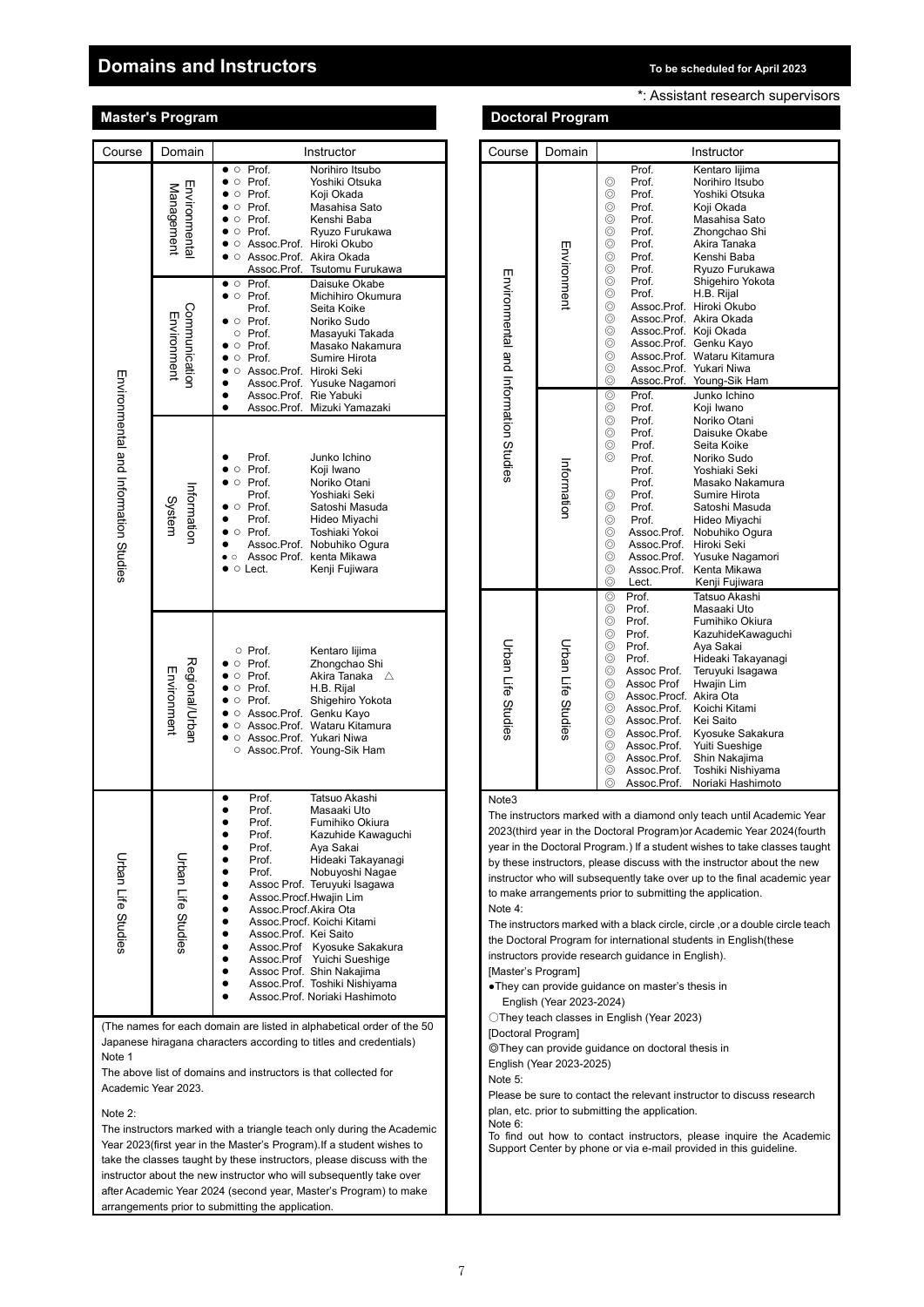# Domains and Instructors

**To be scheduled for April 2023**

*: Assistant research supervisors

## Master's Program

| Course | Domain | Instructor |
|---|---|---|
| Environmental and Information Studies | Environmental Management | ● ○ Prof. Norihiro Itsubo<br>● ○ Prof. Yoshiki Otsuka<br>● ○ Prof. Koji Okada<br>● ○ Prof. Masahisa Sato<br>● ○ Prof. Kenshi Baba<br>● ○ Prof. Ryuzo Furukawa<br>● ○ Assoc.Prof. Hiroki Okubo<br>● ○ Assoc.Prof. Akira Okada<br>Assoc.Prof. Tsutomu Furukawa |
| | Communication Environment | ● ○ Prof. Daisuke Okabe<br>● ○ Prof. Michihiro Okumura<br>Prof. Seita Koike<br>● ○ Prof. Noriko Sudo<br>○ Prof. Masayuki Takada<br>● ○ Prof. Masako Nakamura<br>● ○ Prof. Sumire Hirota<br>● ○ Assoc.Prof. Hiroki Seki<br>● Assoc.Prof. Yusuke Nagamori<br>● Assoc.Prof. Rie Yabuki<br>● Assoc.Prof. Mizuki Yamazaki |
| | Information System | ● Prof. Junko Ichino<br>● ○ Prof. Koji Iwano<br>● ○ Prof. Noriko Otani<br>Prof. Yoshiaki Seki<br>● ○ Prof. Satoshi Masuda<br>● Prof. Hideo Miyachi<br>● ○ Prof. Toshiaki Yokoi<br>● Assoc.Prof. Nobuhiko Ogura<br>● ○ Assoc Prof. kenta Mikawa<br>● ○ Lect. Kenji Fujiwara |
| | Regional/Urban Environment | ○ Prof. Kentaro Iijima<br>● ○ Prof. Zhongchao Shi<br>● ○ Prof. Akira Tanaka △<br>● ○ Prof. H.B. Rijal<br>● ○ Prof. Shigehiro Yokota<br>● ○ Assoc.Prof. Genku Kayo<br>● ○ Assoc.Prof. Wataru Kitamura<br>● ○ Assoc.Prof. Yukari Niwa<br>○ Assoc.Prof. Young-Sik Ham |
| Urban Life Studies | Urban Life Studies | ● Prof. Tatsuo Akashi<br>● Prof. Masaaki Uto<br>● Prof. Fumihiko Okiura<br>● Prof. Kazuhide Kawaguchi<br>● Prof. Aya Sakai<br>● Prof. Hideaki Takayanagi<br>● Prof. Nobuyoshi Nagae<br>● Assoc Prof. Teruyuki Isagawa<br>● Assoc.Procf.Hwajin Lim<br>● Assoc.Procf.Akira Ota<br>● Assoc.Procf. Koichi Kitami<br>● Assoc.Prof. Kei Saito<br>● Assoc.Prof Kyosuke Sakakura<br>● Assoc.Prof Yuichi Sueshige<br>● Assoc Prof. Shin Nakajima<br>● Assoc.Prof. Toshiki Nishiyama<br>● Assoc.Prof. Noriaki Hashimoto |

(The names for each domain are listed in alphabetical order of the 50 Japanese hiragana characters according to titles and credentials)

Note 1

The above list of domains and instructors is that collected for Academic Year 2023.

Note 2:

The instructors marked with a triangle teach only during the Academic Year 2023(first year in the Master's Program).If a student wishes to take the classes taught by these instructors, please discuss with the instructor about the new instructor who will subsequently take over after Academic Year 2024 (second year, Master's Program) to make arrangements prior to submitting the application.

## Doctoral Program

| Course | Domain | Instructor |
|---|---|---|
| Environmental and Information Studies | Environment | Prof. Kentaro Iijima<br>◎ Prof. Norihiro Itsubo<br>◎ Prof. Yoshiki Otsuka<br>◎ Prof. Koji Okada<br>◎ Prof. Masahisa Sato<br>◎ Prof. Zhongchao Shi<br>◎ Prof. Akira Tanaka<br>◎ Prof. Kenshi Baba<br>◎ Prof. Ryuzo Furukawa<br>◎ Prof. Shigehiro Yokota<br>◎ Prof. H.B. Rijal<br>◎ Assoc.Prof. Hiroki Okubo<br>◎ Assoc.Prof. Akira Okada<br>◎ Assoc.Prof. Koji Okada<br>◎ Assoc.Prof. Genku Kayo<br>◎ Assoc.Prof. Wataru Kitamura<br>◎ Assoc.Prof. Yukari Niwa<br>◎ Assoc.Prof. Young-Sik Ham |
| | Information | ◎ Prof. Junko Ichino<br>◎ Prof. Koji Iwano<br>◎ Prof. Noriko Otani<br>◎ Prof. Daisuke Okabe<br>◎ Prof. Seita Koike<br>◎ Prof. Noriko Sudo<br>Prof. Yoshiaki Seki<br>Prof. Masako Nakamura<br>◎ Prof. Sumire Hirota<br>◎ Prof. Satoshi Masuda<br>◎ Prof. Hideo Miyachi<br>◎ Assoc.Prof. Nobuhiko Ogura<br>◎ Assoc.Prof. Hiroki Seki<br>◎ Assoc.Prof. Yusuke Nagamori<br>◎ Assoc.Prof. Kenta Mikawa<br>◎ Lect. Kenji Fujiwara |
| Urban Life Studies | Urban Life Studies | ◎ Prof. Tatsuo Akashi<br>◎ Prof. Masaaki Uto<br>◎ Prof. Fumihiko Okiura<br>◎ Prof. KazuhideKawaguchi<br>◎ Prof. Aya Sakai<br>◎ Prof. Hideaki Takayanagi<br>◎ Assoc Prof. Teruyuki Isagawa<br>◎ Assoc Prof Hwajin Lim<br>◎ Assoc.Procf. Akira Ota<br>◎ Assoc.Prof. Koichi Kitami<br>◎ Assoc.Prof. Kei Saito<br>◎ Assoc.Prof. Kyosuke Sakakura<br>◎ Assoc.Prof. Yuiti Sueshige<br>◎ Assoc.Prof. Shin Nakajima<br>◎ Assoc.Prof. Toshiki Nishiyama<br>◎ Assoc.Prof. Noriaki Hashimoto |

Note3

The instructors marked with a diamond only teach until Academic Year 2023(third year in the Doctoral Program)or Academic Year 2024(fourth year in the Doctoral Program.) If a student wishes to take classes taught by these instructors, please discuss with the instructor about the new instructor who will subsequently take over up to the final academic year to make arrangements prior to submitting the application.

Note 4:

The instructors marked with a black circle, circle ,or a double circle teach the Doctoral Program for international students in English(these instructors provide research guidance in English).

[Master's Program]

●They can provide guidance on master's thesis in English (Year 2023-2024)

○They teach classes in English (Year 2023)

[Doctoral Program]

◎They can provide guidance on doctoral thesis in English (Year 2023-2025)

Note 5:

Please be sure to contact the relevant instructor to discuss research plan, etc. prior to submitting the application.

Note 6:

To find out how to contact instructors, please inquire the Academic Support Center by phone or via e-mail provided in this guideline.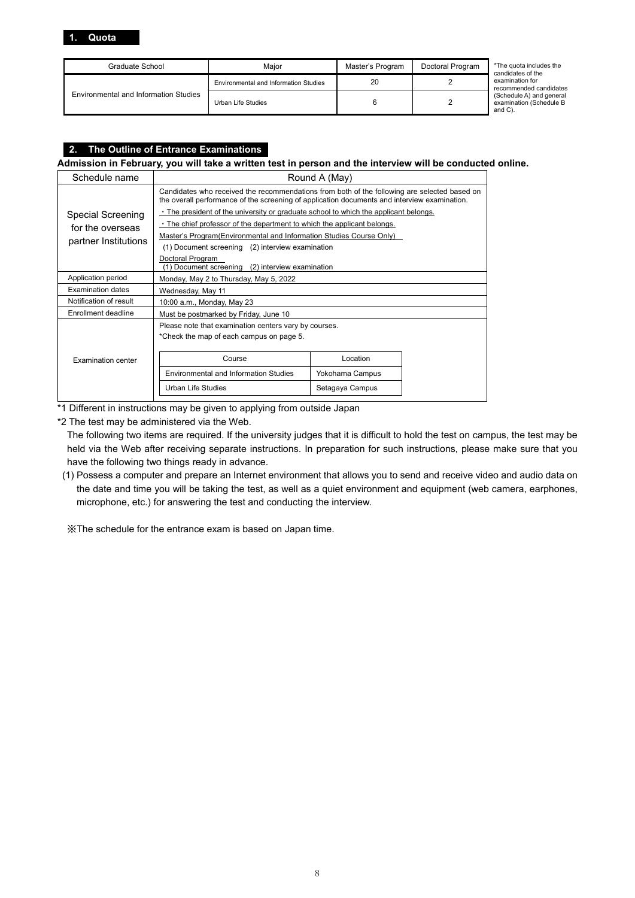## 1. Quota

| Graduate School | Major | Master's Program | Doctoral Program |
|---|---|---|---|
| Environmental and Information Studies | Environmental and Information Studies | 20 | 2 |
| | Urban Life Studies | 6 | 2 |

*The quota includes the candidates of the examination for recommended candidates (Schedule A) and general examination (Schedule B and C).

## 2. The Outline of Entrance Examinations

**Admission in February, you will take a written test in person and the interview will be conducted online.**

| Schedule name | Round A (May) |
|---|---|
| Special Screening for the overseas partner Institutions | Candidates who received the recommendations from both of the following are selected based on the overall performance of the screening of application documents and interview examination.<br>・The president of the university or graduate school to which the applicant belongs.<br>・The chief professor of the department to which the applicant belongs.<br>Master's Program(Environmental and Information Studies Course Only)<br>(1) Document screening (2) interview examination<br>Doctoral Program<br>(1) Document screening (2) interview examination |
| Application period | Monday, May 2 to Thursday, May 5, 2022 |
| Examination dates | Wednesday, May 11 |
| Notification of result | 10:00 a.m., Monday, May 23 |
| Enrollment deadline | Must be postmarked by Friday, June 10 |
| Examination center | Please note that examination centers vary by courses.<br>*Check the map of each campus on page 5.<br><br>Course: Environmental and Information Studies — Location: Yokohama Campus<br>Course: Urban Life Studies — Location: Setagaya Campus |

*1 Different in instructions may be given to applying from outside Japan

*2 The test may be administered via the Web.

The following two items are required. If the university judges that it is difficult to hold the test on campus, the test may be held via the Web after receiving separate instructions. In preparation for such instructions, please make sure that you have the following two things ready in advance.

(1) Possess a computer and prepare an Internet environment that allows you to send and receive video and audio data on the date and time you will be taking the test, as well as a quiet environment and equipment (web camera, earphones, microphone, etc.) for answering the test and conducting the interview.

※The schedule for the entrance exam is based on Japan time.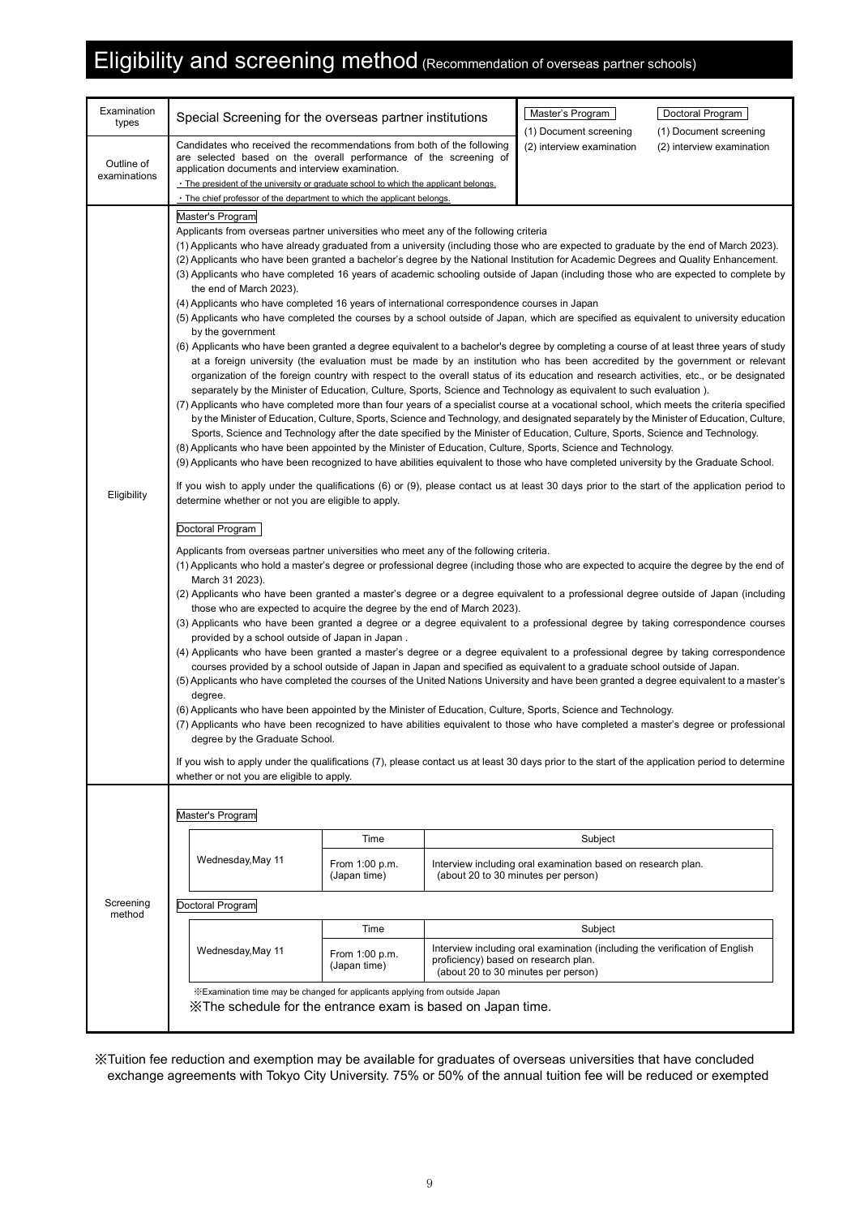# Eligibility and screening method (Recommendation of overseas partner schools)

| | | | |
|---|---|---|---|
| Examination types | Special Screening for the overseas partner institutions | Master's Program<br>(1) Document screening<br>(2) interview examination | Doctoral Program<br>(1) Document screening<br>(2) interview examination |
| Outline of examinations | Candidates who received the recommendations from both of the following are selected based on the overall performance of the screening of application documents and interview examination.<br>・The president of the university or graduate school to which the applicant belongs.<br>・The chief professor of the department to which the applicant belongs. | | |

## Eligibility

**Master's Program**

Applicants from overseas partner universities who meet any of the following criteria

(1) Applicants who have already graduated from a university (including those who are expected to graduate by the end of March 2023).

(2) Applicants who have been granted a bachelor's degree by the National Institution for Academic Degrees and Quality Enhancement.

(3) Applicants who have completed 16 years of academic schooling outside of Japan (including those who are expected to complete by the end of March 2023).

(4) Applicants who have completed 16 years of international correspondence courses in Japan

(5) Applicants who have completed the courses by a school outside of Japan, which are specified as equivalent to university education by the government

(6) Applicants who have been granted a degree equivalent to a bachelor's degree by completing a course of at least three years of study at a foreign university (the evaluation must be made by an institution who has been accredited by the government or relevant organization of the foreign country with respect to the overall status of its education and research activities, etc., or be designated separately by the Minister of Education, Culture, Sports, Science and Technology as equivalent to such evaluation ).

(7) Applicants who have completed more than four years of a specialist course at a vocational school, which meets the criteria specified by the Minister of Education, Culture, Sports, Science and Technology, and designated separately by the Minister of Education, Culture, Sports, Science and Technology after the date specified by the Minister of Education, Culture, Sports, Science and Technology.

(8) Applicants who have been appointed by the Minister of Education, Culture, Sports, Science and Technology.

(9) Applicants who have been recognized to have abilities equivalent to those who have completed university by the Graduate School.

If you wish to apply under the qualifications (6) or (9), please contact us at least 30 days prior to the start of the application period to determine whether or not you are eligible to apply.

**Doctoral Program**

Applicants from overseas partner universities who meet any of the following criteria.

(1) Applicants who hold a master's degree or professional degree (including those who are expected to acquire the degree by the end of March 31 2023).

(2) Applicants who have been granted a master's degree or a degree equivalent to a professional degree outside of Japan (including those who are expected to acquire the degree by the end of March 2023).

(3) Applicants who have been granted a degree or a degree equivalent to a professional degree by taking correspondence courses provided by a school outside of Japan in Japan .

(4) Applicants who have been granted a master's degree or a degree equivalent to a professional degree by taking correspondence courses provided by a school outside of Japan in Japan and specified as equivalent to a graduate school outside of Japan.

(5) Applicants who have completed the courses of the United Nations University and have been granted a degree equivalent to a master's degree.

(6) Applicants who have been appointed by the Minister of Education, Culture, Sports, Science and Technology.

(7) Applicants who have been recognized to have abilities equivalent to those who have completed a master's degree or professional degree by the Graduate School.

If you wish to apply under the qualifications (7), please contact us at least 30 days prior to the start of the application period to determine whether or not you are eligible to apply.

## Screening method

**Master's Program**

| | Time | Subject |
|---|---|---|
| Wednesday,May 11 | From 1:00 p.m. (Japan time) | Interview including oral examination based on research plan. (about 20 to 30 minutes per person) |

**Doctoral Program**

| | Time | Subject |
|---|---|---|
| Wednesday,May 11 | From 1:00 p.m. (Japan time) | Interview including oral examination (including the verification of English proficiency) based on research plan. (about 20 to 30 minutes per person) |

※Examination time may be changed for applicants applying from outside Japan

※The schedule for the entrance exam is based on Japan time.

※Tuition fee reduction and exemption may be available for graduates of overseas universities that have concluded exchange agreements with Tokyo City University. 75% or 50% of the annual tuition fee will be reduced or exempted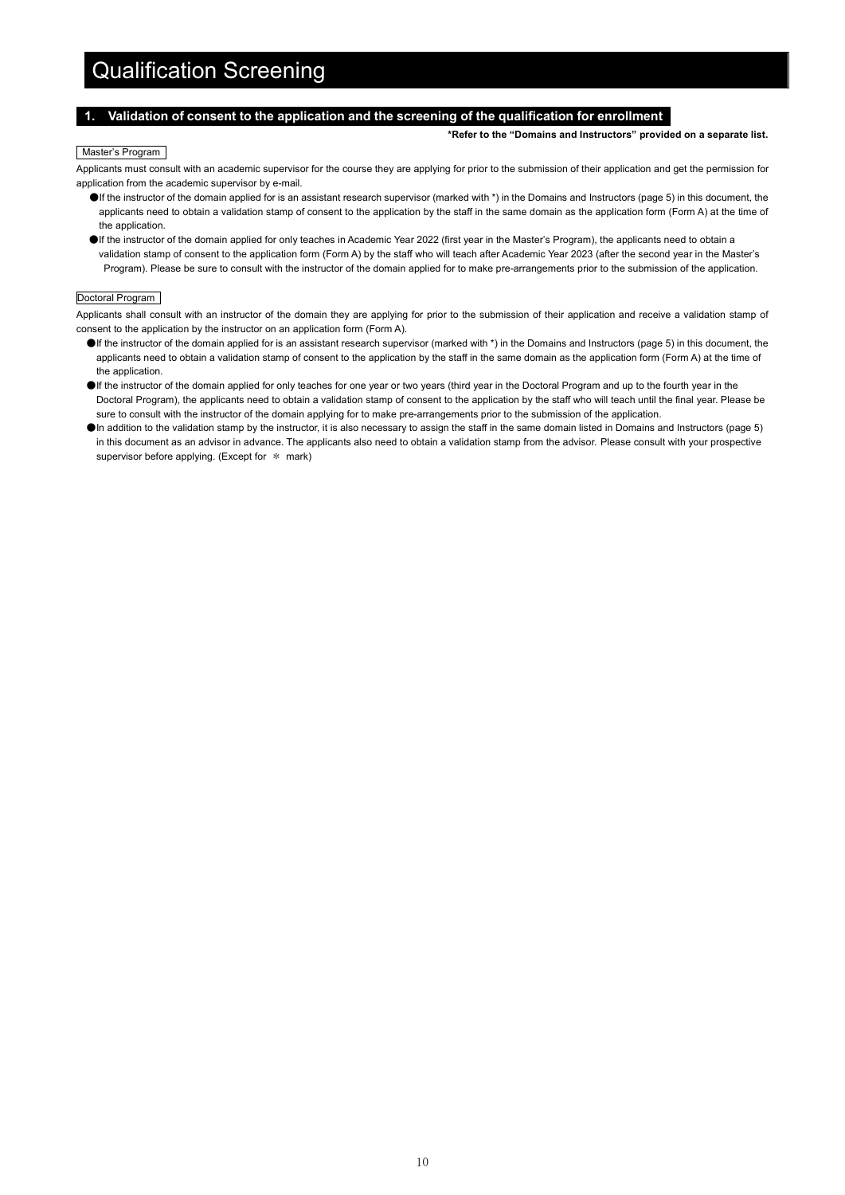# Qualification Screening

## 1. Validation of consent to the application and the screening of the qualification for enrollment

**\*Refer to the "Domains and Instructors" provided on a separate list.**

### Master's Program

Applicants must consult with an academic supervisor for the course they are applying for prior to the submission of their application and get the permission for application from the academic supervisor by e-mail.

- If the instructor of the domain applied for is an assistant research supervisor (marked with *) in the Domains and Instructors (page 5) in this document, the applicants need to obtain a validation stamp of consent to the application by the staff in the same domain as the application form (Form A) at the time of the application.
- If the instructor of the domain applied for only teaches in Academic Year 2022 (first year in the Master's Program), the applicants need to obtain a validation stamp of consent to the application form (Form A) by the staff who will teach after Academic Year 2023 (after the second year in the Master's Program). Please be sure to consult with the instructor of the domain applied for to make pre-arrangements prior to the submission of the application.

### Doctoral Program

Applicants shall consult with an instructor of the domain they are applying for prior to the submission of their application and receive a validation stamp of consent to the application by the instructor on an application form (Form A).

- If the instructor of the domain applied for is an assistant research supervisor (marked with *) in the Domains and Instructors (page 5) in this document, the applicants need to obtain a validation stamp of consent to the application by the staff in the same domain as the application form (Form A) at the time of the application.
- If the instructor of the domain applied for only teaches for one year or two years (third year in the Doctoral Program and up to the fourth year in the Doctoral Program), the applicants need to obtain a validation stamp of consent to the application by the staff who will teach until the final year. Please be sure to consult with the instructor of the domain applying for to make pre-arrangements prior to the submission of the application.
- In addition to the validation stamp by the instructor, it is also necessary to assign the staff in the same domain listed in Domains and Instructors (page 5) in this document as an advisor in advance. The applicants also need to obtain a validation stamp from the advisor. Please consult with your prospective supervisor before applying. (Except for ＊ mark)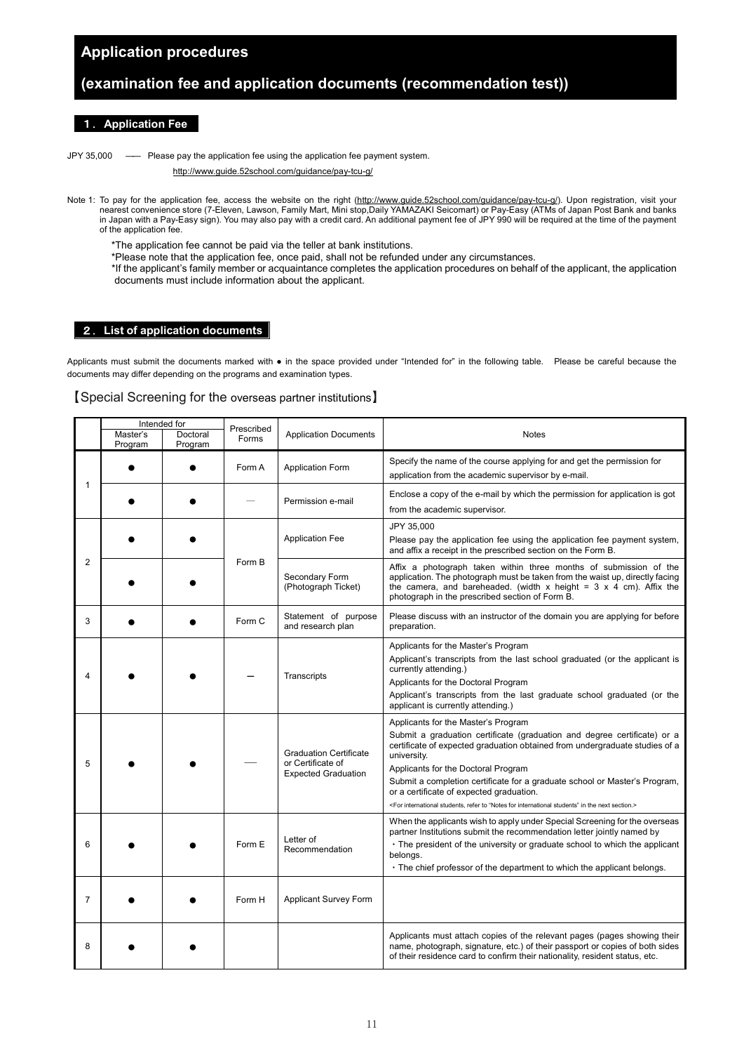# Application procedures

# (examination fee and application documents (recommendation test))

## 1. Application Fee

JPY 35,000 —— Please pay the application fee using the application fee payment system.

http://www.guide.52school.com/guidance/pay-tcu-g/

Note 1: To pay for the application fee, access the website on the right (http://www.guide.52school.com/guidance/pay-tcu-g/). Upon registration, visit your nearest convenience store (7-Eleven, Lawson, Family Mart, Mini stop,Daily YAMAZAKI Seicomart) or Pay-Easy (ATMs of Japan Post Bank and banks in Japan with a Pay-Easy sign). You may also pay with a credit card. An additional payment fee of JPY 990 will be required at the time of the payment of the application fee.

*The application fee cannot be paid via the teller at bank institutions.

*Please note that the application fee, once paid, shall not be refunded under any circumstances.

*If the applicant's family member or acquaintance completes the application procedures on behalf of the applicant, the application documents must include information about the applicant.

## 2. List of application documents

Applicants must submit the documents marked with ● in the space provided under "Intended for" in the following table. Please be careful because the documents may differ depending on the programs and examination types.

【Special Screening for the overseas partner institutions】

| | Intended for | | Prescribed Forms | Application Documents | Notes |
|---|---|---|---|---|---|
| | Master's Program | Doctoral Program | | | |
| 1 | ● | ● | Form A | Application Form | Specify the name of the course applying for and get the permission for application from the academic supervisor by e-mail. |
| | ● | ● | — | Permission e-mail | Enclose a copy of the e-mail by which the permission for application is got from the academic supervisor. |
| 2 | ● | ● | Form B | Application Fee | JPY 35,000<br>Please pay the application fee using the application fee payment system, and affix a receipt in the prescribed section on the Form B. |
| | ● | ● | | Secondary Form (Photograph Ticket) | Affix a photograph taken within three months of submission of the application. The photograph must be taken from the waist up, directly facing the camera, and bareheaded. (width x height = 3 x 4 cm). Affix the photograph in the prescribed section of Form B. |
| 3 | ● | ● | Form C | Statement of purpose and research plan | Please discuss with an instructor of the domain you are applying for before preparation. |
| 4 | ● | ● | — | Transcripts | Applicants for the Master's Program<br>Applicant's transcripts from the last school graduated (or the applicant is currently attending.)<br>Applicants for the Doctoral Program<br>Applicant's transcripts from the last graduate school graduated (or the applicant is currently attending.) |
| 5 | ● | ● | — | Graduation Certificate or Certificate of Expected Graduation | Applicants for the Master's Program<br>Submit a graduation certificate (graduation and degree certificate) or a certificate of expected graduation obtained from undergraduate studies of a university.<br>Applicants for the Doctoral Program<br>Submit a completion certificate for a graduate school or Master's Program, or a certificate of expected graduation.<br><For international students, refer to "Notes for international students" in the next section.> |
| 6 | ● | ● | Form E | Letter of Recommendation | When the applicants wish to apply under Special Screening for the overseas partner Institutions submit the recommendation letter jointly named by<br>・The president of the university or graduate school to which the applicant belongs.<br>・The chief professor of the department to which the applicant belongs. |
| 7 | ● | ● | Form H | Applicant Survey Form | |
| 8 | ● | ● | | | Applicants must attach copies of the relevant pages (pages showing their name, photograph, signature, etc.) of their passport or copies of both sides of their residence card to confirm their nationality, resident status, etc. |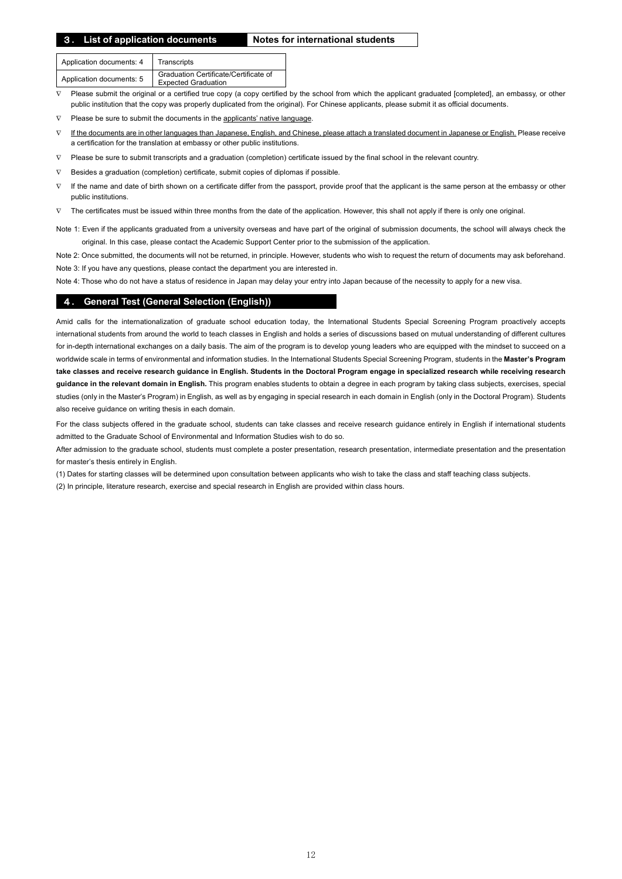## ３. List of application documents　　Notes for international students

| Application documents: 4 | Transcripts |
|---|---|
| Application documents: 5 | Graduation Certificate/Certificate of Expected Graduation |

- ∇ Please submit the original or a certified true copy (a copy certified by the school from which the applicant graduated [completed], an embassy, or other public institution that the copy was properly duplicated from the original). For Chinese applicants, please submit it as official documents.
- ∇ Please be sure to submit the documents in the applicants' native language.
- ∇ If the documents are in other languages than Japanese, English, and Chinese, please attach a translated document in Japanese or English. Please receive a certification for the translation at embassy or other public institutions.
- ∇ Please be sure to submit transcripts and a graduation (completion) certificate issued by the final school in the relevant country.
- ∇ Besides a graduation (completion) certificate, submit copies of diplomas if possible.
- ∇ If the name and date of birth shown on a certificate differ from the passport, provide proof that the applicant is the same person at the embassy or other public institutions.
- ∇ The certificates must be issued within three months from the date of the application. However, this shall not apply if there is only one original.

Note 1: Even if the applicants graduated from a university overseas and have part of the original of submission documents, the school will always check the original. In this case, please contact the Academic Support Center prior to the submission of the application.

Note 2: Once submitted, the documents will not be returned, in principle. However, students who wish to request the return of documents may ask beforehand.

Note 3: If you have any questions, please contact the department you are interested in.

Note 4: Those who do not have a status of residence in Japan may delay your entry into Japan because of the necessity to apply for a new visa.

## ４. General Test (General Selection (English))

Amid calls for the internationalization of graduate school education today, the International Students Special Screening Program proactively accepts international students from around the world to teach classes in English and holds a series of discussions based on mutual understanding of different cultures for in-depth international exchanges on a daily basis. The aim of the program is to develop young leaders who are equipped with the mindset to succeed on a worldwide scale in terms of environmental and information studies. In the International Students Special Screening Program, students in the **Master's Program take classes and receive research guidance in English. Students in the Doctoral Program engage in specialized research while receiving research guidance in the relevant domain in English.** This program enables students to obtain a degree in each program by taking class subjects, exercises, special studies (only in the Master's Program) in English, as well as by engaging in special research in each domain in English (only in the Doctoral Program). Students also receive guidance on writing thesis in each domain.

For the class subjects offered in the graduate school, students can take classes and receive research guidance entirely in English if international students admitted to the Graduate School of Environmental and Information Studies wish to do so.

After admission to the graduate school, students must complete a poster presentation, research presentation, intermediate presentation and the presentation for master's thesis entirely in English.

(1) Dates for starting classes will be determined upon consultation between applicants who wish to take the class and staff teaching class subjects.

(2) In principle, literature research, exercise and special research in English are provided within class hours.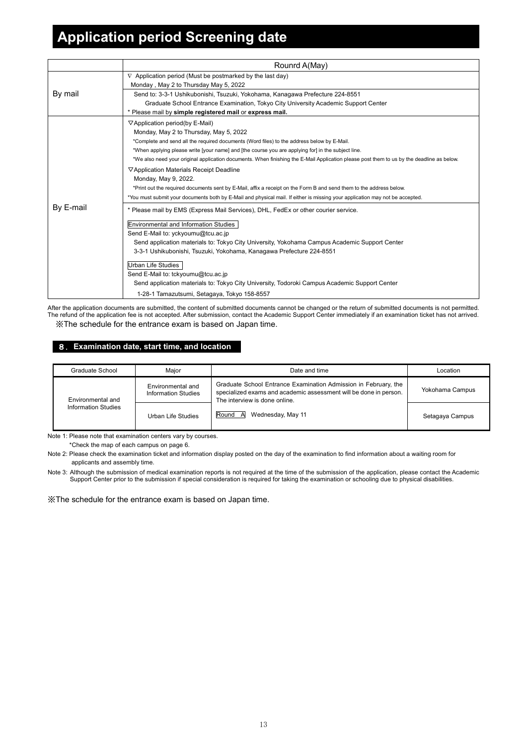# Application period Screening date

| | Rounrd A(May) |
|---|---|
| By mail | ∇ Application period (Must be postmarked by the last day)<br>Monday , May 2 to Thursday May 5, 2022<br>Send to: 3-3-1 Ushikubonishi, Tsuzuki, Yokohama, Kanagawa Prefecture 224-8551<br>Graduate School Entrance Examination, Tokyo City University Academic Support Center<br>* Please mail by **simple registered mail** or **express mail.** |
| By E-mail | ▽Application period(by E-Mail)<br>Monday, May 2 to Thursday, May 5, 2022<br>*Complete and send all the required documents (Word files) to the address below by E-Mail.<br>*When applying please write [your name] and [the course you are applying for] in the subject line.<br>*We also need your original application documents. When finishing the E-Mail Application please post them to us by the deadline as below.<br>▽Application Materials Receipt Deadline<br>Monday, May 9, 2022.<br>*Print out the required documents sent by E-Mail, affix a receipt on the Form B and send them to the address below.<br>*You must submit your documents both by E-Mail and physical mail. If either is missing your application may not be accepted.<br>* Please mail by EMS (Express Mail Services), DHL, FedEx or other courier service.<br>Environmental and Information Studies<br>Send E-Mail to: yckyoumu@tcu.ac.jp<br>Send application materials to: Tokyo City University, Yokohama Campus Academic Support Center<br>3-3-1 Ushikubonishi, Tsuzuki, Yokohama, Kanagawa Prefecture 224-8551<br>Urban Life Studies<br>Send E-Mail to: tckyoumu@tcu.ac.jp<br>Send application materials to: Tokyo City University, Todoroki Campus Academic Support Center<br>1-28-1 Tamazutsumi, Setagaya, Tokyo 158-8557 |

After the application documents are submitted, the content of submitted documents cannot be changed or the return of submitted documents is not permitted. The refund of the application fee is not accepted. After submission, contact the Academic Support Center immediately if an examination ticket has not arrived.

※The schedule for the entrance exam is based on Japan time.

## 8．Examination date, start time, and location

| Graduate School | Major | Date and time | Location |
|---|---|---|---|
| Environmental and Information Studies | Environmental and Information Studies | Graduate School Entrance Examination Admission in February, the specialized exams and academic assessment will be done in person. The interview is done online. | Yokohama Campus |
| | Urban Life Studies | Round A Wednesday, May 11 | Setagaya Campus |

Note 1: Please note that examination centers vary by courses.
*Check the map of each campus on page 6.

Note 2: Please check the examination ticket and information display posted on the day of the examination to find information about a waiting room for applicants and assembly time.

Note 3: Although the submission of medical examination reports is not required at the time of the submission of the application, please contact the Academic Support Center prior to the submission if special consideration is required for taking the examination or schooling due to physical disabilities.

※The schedule for the entrance exam is based on Japan time.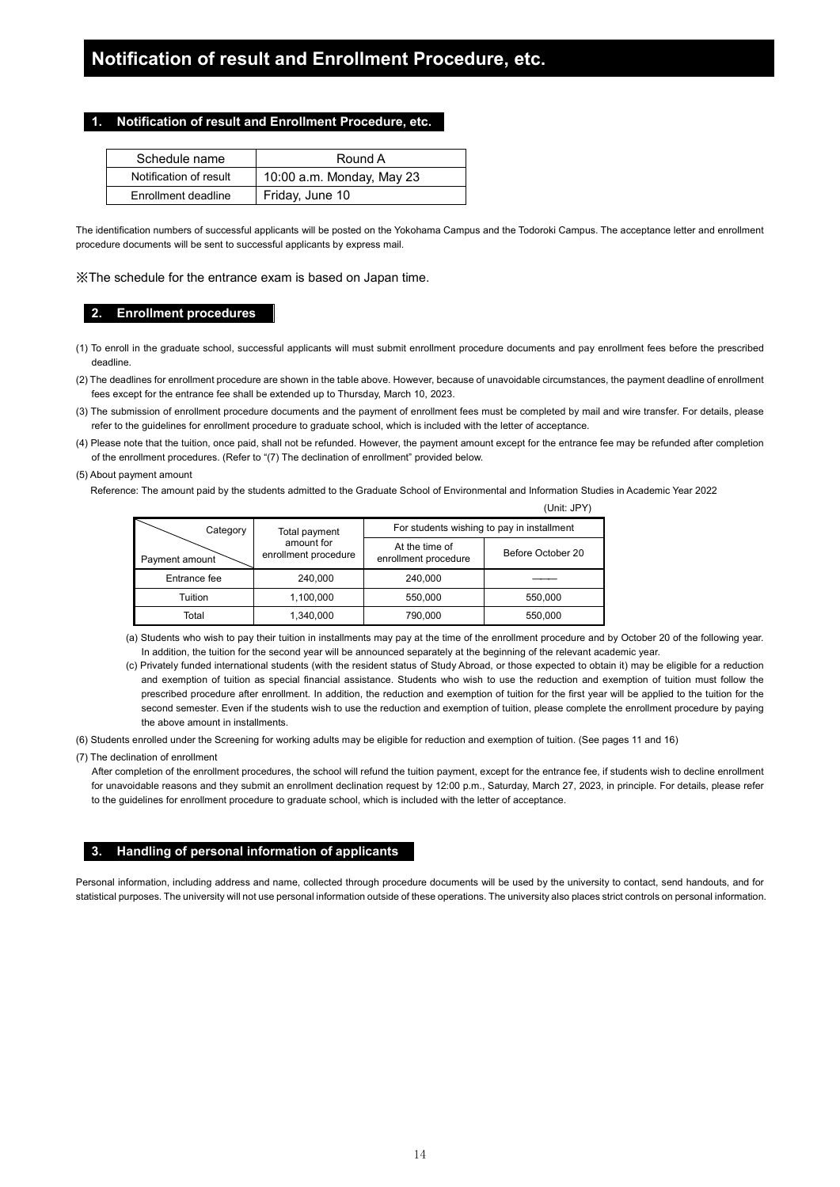# Notification of result and Enrollment Procedure, etc.

## 1. Notification of result and Enrollment Procedure, etc.

| Schedule name | Round A |
|---|---|
| Notification of result | 10:00 a.m. Monday, May 23 |
| Enrollment deadline | Friday, June 10 |

The identification numbers of successful applicants will be posted on the Yokohama Campus and the Todoroki Campus. The acceptance letter and enrollment procedure documents will be sent to successful applicants by express mail.

※The schedule for the entrance exam is based on Japan time.

## 2. Enrollment procedures

(1) To enroll in the graduate school, successful applicants will must submit enrollment procedure documents and pay enrollment fees before the prescribed deadline.

(2) The deadlines for enrollment procedure are shown in the table above. However, because of unavoidable circumstances, the payment deadline of enrollment fees except for the entrance fee shall be extended up to Thursday, March 10, 2023.

(3) The submission of enrollment procedure documents and the payment of enrollment fees must be completed by mail and wire transfer. For details, please refer to the guidelines for enrollment procedure to graduate school, which is included with the letter of acceptance.

(4) Please note that the tuition, once paid, shall not be refunded. However, the payment amount except for the entrance fee may be refunded after completion of the enrollment procedures. (Refer to "(7) The declination of enrollment" provided below.

(5) About payment amount

Reference: The amount paid by the students admitted to the Graduate School of Environmental and Information Studies in Academic Year 2022

(Unit: JPY)

| Category / Payment amount | Total payment amount for enrollment procedure | For students wishing to pay in installment | |
|---|---|---|---|
| | | At the time of enrollment procedure | Before October 20 |
| Entrance fee | 240,000 | 240,000 | ―― |
| Tuition | 1,100,000 | 550,000 | 550,000 |
| Total | 1,340,000 | 790,000 | 550,000 |

(a) Students who wish to pay their tuition in installments may pay at the time of the enrollment procedure and by October 20 of the following year. In addition, the tuition for the second year will be announced separately at the beginning of the relevant academic year.

(c) Privately funded international students (with the resident status of Study Abroad, or those expected to obtain it) may be eligible for a reduction and exemption of tuition as special financial assistance. Students who wish to use the reduction and exemption of tuition must follow the prescribed procedure after enrollment. In addition, the reduction and exemption of tuition for the first year will be applied to the tuition for the second semester. Even if the students wish to use the reduction and exemption of tuition, please complete the enrollment procedure by paying the above amount in installments.

(6) Students enrolled under the Screening for working adults may be eligible for reduction and exemption of tuition. (See pages 11 and 16)

(7) The declination of enrollment

After completion of the enrollment procedures, the school will refund the tuition payment, except for the entrance fee, if students wish to decline enrollment for unavoidable reasons and they submit an enrollment declination request by 12:00 p.m., Saturday, March 27, 2023, in principle. For details, please refer to the guidelines for enrollment procedure to graduate school, which is included with the letter of acceptance.

## 3. Handling of personal information of applicants

Personal information, including address and name, collected through procedure documents will be used by the university to contact, send handouts, and for statistical purposes. The university will not use personal information outside of these operations. The university also places strict controls on personal information.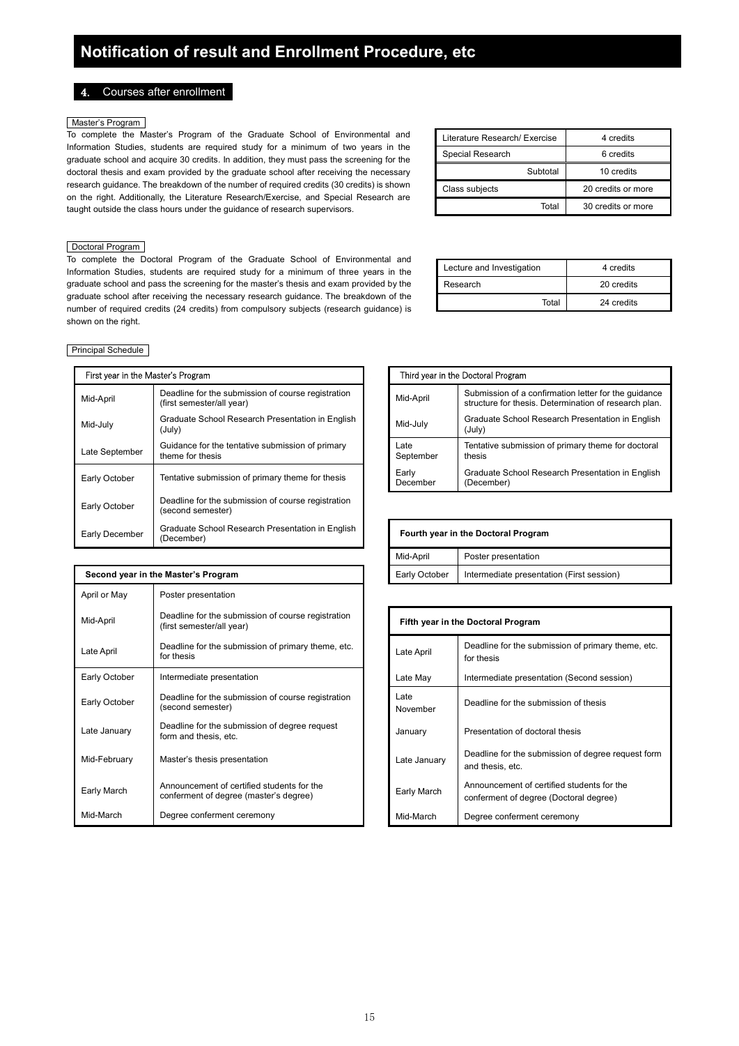# Notification of result and Enrollment Procedure, etc

## 4. Courses after enrollment

### Master's Program

To complete the Master's Program of the Graduate School of Environmental and Information Studies, students are required study for a minimum of two years in the graduate school and acquire 30 credits. In addition, they must pass the screening for the doctoral thesis and exam provided by the graduate school after receiving the necessary research guidance. The breakdown of the number of required credits (30 credits) is shown on the right. Additionally, the Literature Research/Exercise, and Special Research are taught outside the class hours under the guidance of research supervisors.

| | |
|---|---|
| Literature Research/ Exercise | 4 credits |
| Special Research | 6 credits |
| Subtotal | 10 credits |
| Class subjects | 20 credits or more |
| Total | 30 credits or more |

### Doctoral Program

To complete the Doctoral Program of the Graduate School of Environmental and Information Studies, students are required study for a minimum of three years in the graduate school and pass the screening for the master's thesis and exam provided by the graduate school after receiving the necessary research guidance. The breakdown of the number of required credits (24 credits) from compulsory subjects (research guidance) is shown on the right.

| | |
|---|---|
| Lecture and Investigation | 4 credits |
| Research | 20 credits |
| Total | 24 credits |

### Principal Schedule

| First year in the Master's Program | |
|---|---|
| Mid-April | Deadline for the submission of course registration (first semester/all year) |
| Mid-July | Graduate School Research Presentation in English (July) |
| Late September | Guidance for the tentative submission of primary theme for thesis |
| Early October | Tentative submission of primary theme for thesis |
| Early October | Deadline for the submission of course registration (second semester) |
| Early December | Graduate School Research Presentation in English (December) |

| **Second year in the Master's Program** | |
|---|---|
| April or May | Poster presentation |
| Mid-April | Deadline for the submission of course registration (first semester/all year) |
| Late April | Deadline for the submission of primary theme, etc. for thesis |
| Early October | Intermediate presentation |
| Early October | Deadline for the submission of course registration (second semester) |
| Late January | Deadline for the submission of degree request form and thesis, etc. |
| Mid-February | Master's thesis presentation |
| Early March | Announcement of certified students for the conferment of degree (master's degree) |
| Mid-March | Degree conferment ceremony |

| Third year in the Doctoral Program | |
|---|---|
| Mid-April | Submission of a confirmation letter for the guidance structure for thesis. Determination of research plan. |
| Mid-July | Graduate School Research Presentation in English (July) |
| Late September | Tentative submission of primary theme for doctoral thesis |
| Early December | Graduate School Research Presentation in English (December) |

| **Fourth year in the Doctoral Program** | |
|---|---|
| Mid-April | Poster presentation |
| Early October | Intermediate presentation (First session) |

| **Fifth year in the Doctoral Program** | |
|---|---|
| Late April | Deadline for the submission of primary theme, etc. for thesis |
| Late May | Intermediate presentation (Second session) |
| Late November | Deadline for the submission of thesis |
| January | Presentation of doctoral thesis |
| Late January | Deadline for the submission of degree request form and thesis, etc. |
| Early March | Announcement of certified students for the conferment of degree (Doctoral degree) |
| Mid-March | Degree conferment ceremony |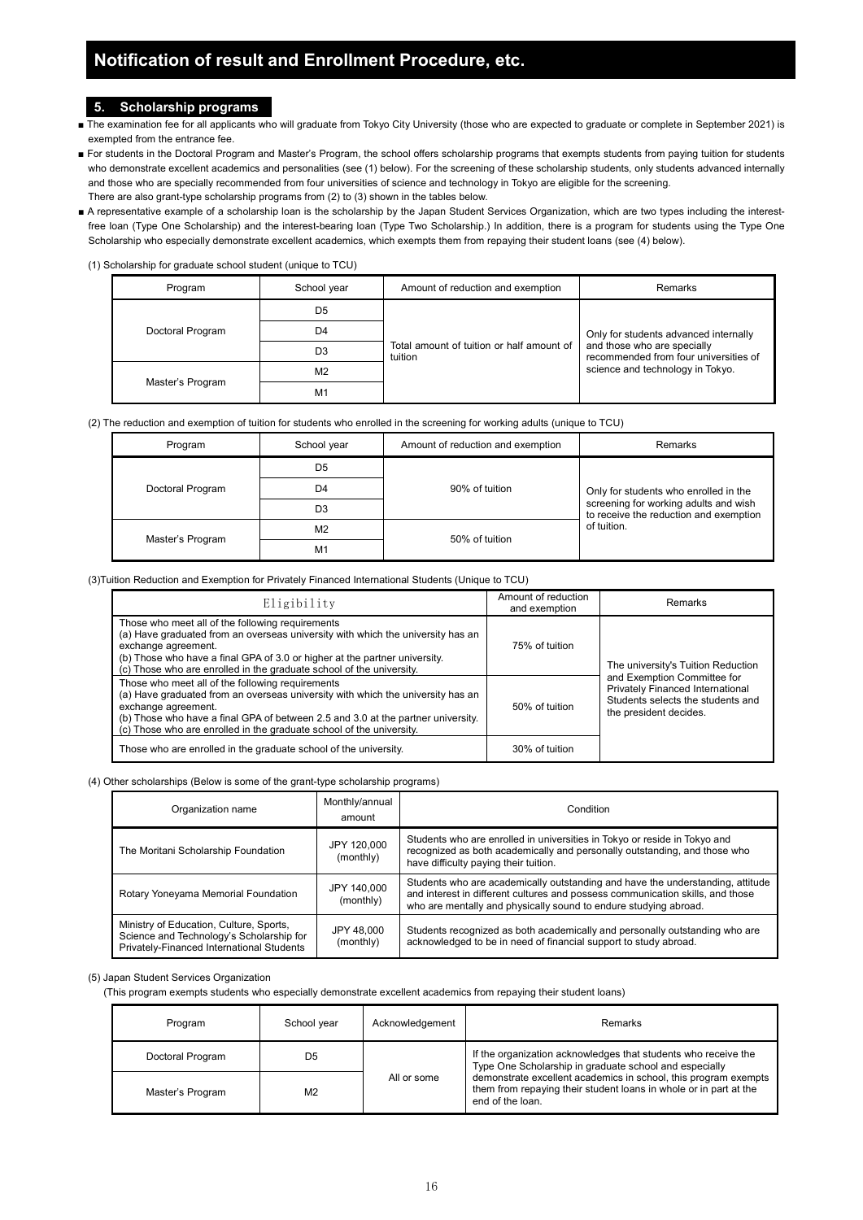# Notification of result and Enrollment Procedure, etc.

## 5. Scholarship programs

- The examination fee for all applicants who will graduate from Tokyo City University (those who are expected to graduate or complete in September 2021) is exempted from the entrance fee.
- For students in the Doctoral Program and Master's Program, the school offers scholarship programs that exempts students from paying tuition for students who demonstrate excellent academics and personalities (see (1) below). For the screening of these scholarship students, only students advanced internally and those who are specially recommended from four universities of science and technology in Tokyo are eligible for the screening.
  There are also grant-type scholarship programs from (2) to (3) shown in the tables below.
- A representative example of a scholarship loan is the scholarship by the Japan Student Services Organization, which are two types including the interest-free loan (Type One Scholarship) and the interest-bearing loan (Type Two Scholarship.) In addition, there is a program for students using the Type One Scholarship who especially demonstrate excellent academics, which exempts them from repaying their student loans (see (4) below).

(1) Scholarship for graduate school student (unique to TCU)

| Program | School year | Amount of reduction and exemption | Remarks |
|---|---|---|---|
| Doctoral Program | D5 | Total amount of tuition or half amount of tuition | Only for students advanced internally and those who are specially recommended from four universities of science and technology in Tokyo. |
| | D4 | | |
| | D3 | | |
| Master's Program | M2 | | |
| | M1 | | |

(2) The reduction and exemption of tuition for students who enrolled in the screening for working adults (unique to TCU)

| Program | School year | Amount of reduction and exemption | Remarks |
|---|---|---|---|
| Doctoral Program | D5 | 90% of tuition | Only for students who enrolled in the screening for working adults and wish to receive the reduction and exemption of tuition. |
| | D4 | | |
| | D3 | | |
| Master's Program | M2 | 50% of tuition | |
| | M1 | | |

(3)Tuition Reduction and Exemption for Privately Financed International Students (Unique to TCU)

| Eligibility | Amount of reduction and exemption | Remarks |
|---|---|---|
| Those who meet all of the following requirements<br>(a) Have graduated from an overseas university with which the university has an exchange agreement.<br>(b) Those who have a final GPA of 3.0 or higher at the partner university.<br>(c) Those who are enrolled in the graduate school of the university. | 75% of tuition | The university's Tuition Reduction and Exemption Committee for Privately Financed International Students selects the students and the president decides. |
| Those who meet all of the following requirements<br>(a) Have graduated from an overseas university with which the university has an exchange agreement.<br>(b) Those who have a final GPA of between 2.5 and 3.0 at the partner university.<br>(c) Those who are enrolled in the graduate school of the university. | 50% of tuition | |
| Those who are enrolled in the graduate school of the university. | 30% of tuition | |

(4) Other scholarships (Below is some of the grant-type scholarship programs)

| Organization name | Monthly/annual amount | Condition |
|---|---|---|
| The Moritani Scholarship Foundation | JPY 120,000 (monthly) | Students who are enrolled in universities in Tokyo or reside in Tokyo and recognized as both academically and personally outstanding, and those who have difficulty paying their tuition. |
| Rotary Yoneyama Memorial Foundation | JPY 140,000 (monthly) | Students who are academically outstanding and have the understanding, attitude and interest in different cultures and possess communication skills, and those who are mentally and physically sound to endure studying abroad. |
| Ministry of Education, Culture, Sports, Science and Technology's Scholarship for Privately-Financed International Students | JPY 48,000 (monthly) | Students recognized as both academically and personally outstanding who are acknowledged to be in need of financial support to study abroad. |

(5) Japan Student Services Organization

(This program exempts students who especially demonstrate excellent academics from repaying their student loans)

| Program | School year | Acknowledgement | Remarks |
|---|---|---|---|
| Doctoral Program | D5 | All or some | If the organization acknowledges that students who receive the Type One Scholarship in graduate school and especially demonstrate excellent academics in school, this program exempts them from repaying their student loans in whole or in part at the end of the loan. |
| Master's Program | M2 | | |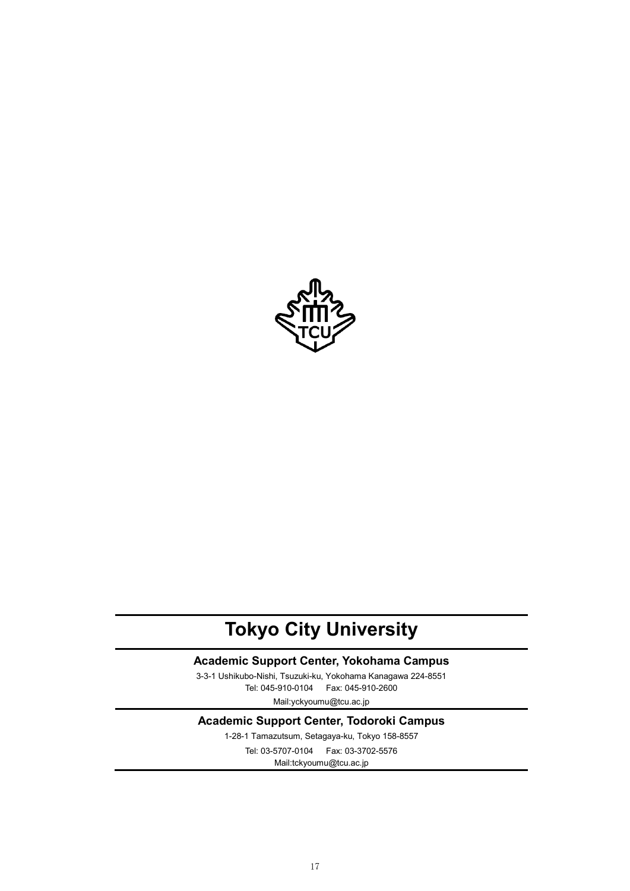# Tokyo City University

## Academic Support Center, Yokohama Campus

3-3-1 Ushikubo-Nishi, Tsuzuki-ku, Yokohama Kanagawa 224-8551

Tel: 045-910-0104　Fax: 045-910-2600

Mail:yckyoumu@tcu.ac.jp

## Academic Support Center, Todoroki Campus

1-28-1 Tamazutsum, Setagaya-ku, Tokyo 158-8557

Tel: 03-5707-0104　Fax: 03-3702-5576

Mail:tckyoumu@tcu.ac.jp